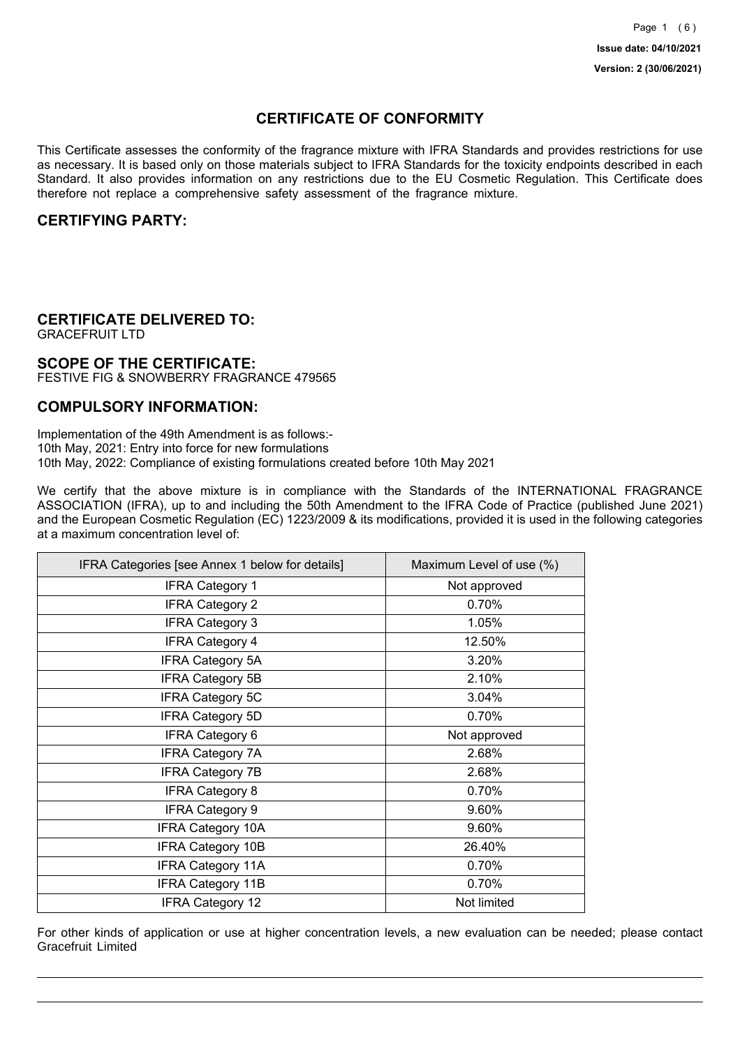Issue date: 04/10/2021

Version: 2 (30/06/2021)

# CERTIFICATE OF CONFORMITY

This Certificate assesses the conformity of the fragrance mixture with IFRA Standards and provides restrictions for use as necessary. It is based only on those materials subject to IFRA Standards for the toxicity endpoints described in each Standard. It also provides information on any restrictions due to the EU Cosmetic Regulation. This Certificate does therefore not replace a comprehensive safety assessment of the fragrance mixture.

## CERTIFYING PARTY:

## CERTIFICATE DELIVERED TO:

GRACEFRUIT LTD

## SCOPE OF THE CERTIFICATE:

FESTIVE FIG & SNOWBERRY FRAGRANCE 479565

## COMPULSORY INFORMATION:

Implementation of the 49th Amendment is as follows:-
10th May, 2021: Entry into force for new formulations
10th May, 2022: Compliance of existing formulations created before 10th May 2021

We certify that the above mixture is in compliance with the Standards of the INTERNATIONAL FRAGRANCE ASSOCIATION (IFRA), up to and including the 50th Amendment to the IFRA Code of Practice (published June 2021) and the European Cosmetic Regulation (EC) 1223/2009 & its modifications, provided it is used in the following categories at a maximum concentration level of:

| IFRA Categories [see Annex 1 below for details] | Maximum Level of use (%) |
|---|---|
| IFRA Category 1 | Not approved |
| IFRA Category 2 | 0.70% |
| IFRA Category 3 | 1.05% |
| IFRA Category 4 | 12.50% |
| IFRA Category 5A | 3.20% |
| IFRA Category 5B | 2.10% |
| IFRA Category 5C | 3.04% |
| IFRA Category 5D | 0.70% |
| IFRA Category 6 | Not approved |
| IFRA Category 7A | 2.68% |
| IFRA Category 7B | 2.68% |
| IFRA Category 8 | 0.70% |
| IFRA Category 9 | 9.60% |
| IFRA Category 10A | 9.60% |
| IFRA Category 10B | 26.40% |
| IFRA Category 11A | 0.70% |
| IFRA Category 11B | 0.70% |
| IFRA Category 12 | Not limited |

For other kinds of application or use at higher concentration levels, a new evaluation can be needed; please contact Gracefruit Limited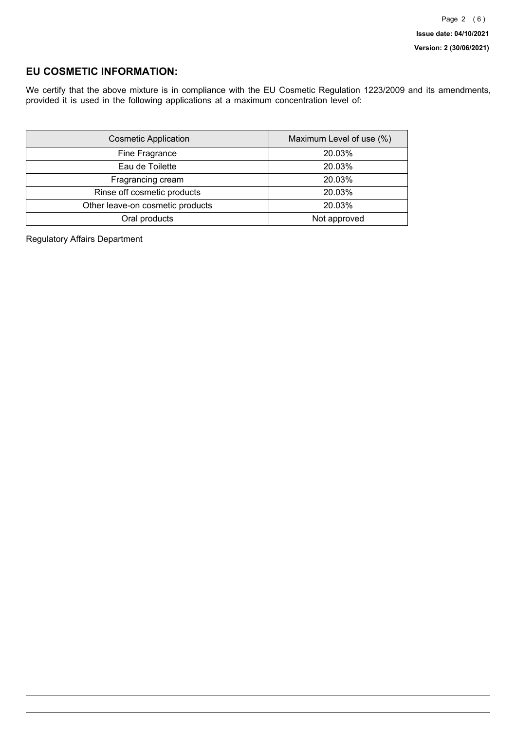## EU COSMETIC INFORMATION:

We certify that the above mixture is in compliance with the EU Cosmetic Regulation 1223/2009 and its amendments, provided it is used in the following applications at a maximum concentration level of:

| Cosmetic Application | Maximum Level of use (%) |
| --- | --- |
| Fine Fragrance | 20.03% |
| Eau de Toilette | 20.03% |
| Fragrancing cream | 20.03% |
| Rinse off cosmetic products | 20.03% |
| Other leave-on cosmetic products | 20.03% |
| Oral products | Not approved |

Regulatory Affairs Department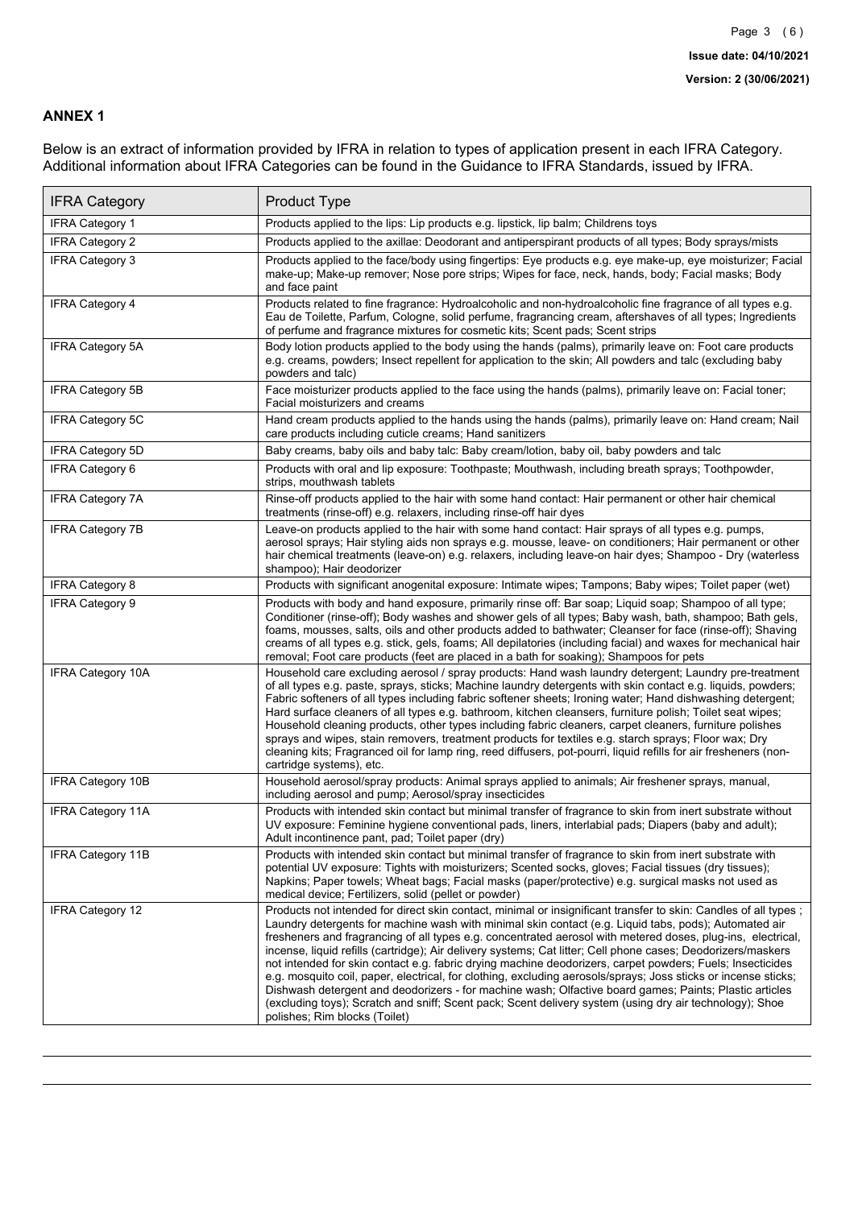## ANNEX 1

Below is an extract of information provided by IFRA in relation to types of application present in each IFRA Category. Additional information about IFRA Categories can be found in the Guidance to IFRA Standards, issued by IFRA.

| IFRA Category | Product Type |
|---|---|
| IFRA Category 1 | Products applied to the lips: Lip products e.g. lipstick, lip balm; Childrens toys |
| IFRA Category 2 | Products applied to the axillae: Deodorant and antiperspirant products of all types; Body sprays/mists |
| IFRA Category 3 | Products applied to the face/body using fingertips: Eye products e.g. eye make-up, eye moisturizer; Facial make-up; Make-up remover; Nose pore strips; Wipes for face, neck, hands, body; Facial masks; Body and face paint |
| IFRA Category 4 | Products related to fine fragrance: Hydroalcoholic and non-hydroalcoholic fine fragrance of all types e.g. Eau de Toilette, Parfum, Cologne, solid perfume, fragrancing cream, aftershaves of all types; Ingredients of perfume and fragrance mixtures for cosmetic kits; Scent pads; Scent strips |
| IFRA Category 5A | Body lotion products applied to the body using the hands (palms), primarily leave on: Foot care products e.g. creams, powders; Insect repellent for application to the skin; All powders and talc (excluding baby powders and talc) |
| IFRA Category 5B | Face moisturizer products applied to the face using the hands (palms), primarily leave on: Facial toner; Facial moisturizers and creams |
| IFRA Category 5C | Hand cream products applied to the hands using the hands (palms), primarily leave on: Hand cream; Nail care products including cuticle creams; Hand sanitizers |
| IFRA Category 5D | Baby creams, baby oils and baby talc: Baby cream/lotion, baby oil, baby powders and talc |
| IFRA Category 6 | Products with oral and lip exposure: Toothpaste; Mouthwash, including breath sprays; Toothpowder, strips, mouthwash tablets |
| IFRA Category 7A | Rinse-off products applied to the hair with some hand contact: Hair permanent or other hair chemical treatments (rinse-off) e.g. relaxers, including rinse-off hair dyes |
| IFRA Category 7B | Leave-on products applied to the hair with some hand contact: Hair sprays of all types e.g. pumps, aerosol sprays; Hair styling aids non sprays e.g. mousse, leave- on conditioners; Hair permanent or other hair chemical treatments (leave-on) e.g. relaxers, including leave-on hair dyes; Shampoo - Dry (waterless shampoo); Hair deodorizer |
| IFRA Category 8 | Products with significant anogenital exposure: Intimate wipes; Tampons; Baby wipes; Toilet paper (wet) |
| IFRA Category 9 | Products with body and hand exposure, primarily rinse off: Bar soap; Liquid soap; Shampoo of all type; Conditioner (rinse-off); Body washes and shower gels of all types; Baby wash, bath, shampoo; Bath gels, foams, mousses, salts, oils and other products added to bathwater; Cleanser for face (rinse-off); Shaving creams of all types e.g. stick, gels, foams; All depilatories (including facial) and waxes for mechanical hair removal; Foot care products (feet are placed in a bath for soaking); Shampoos for pets |
| IFRA Category 10A | Household care excluding aerosol / spray products: Hand wash laundry detergent; Laundry pre-treatment of all types e.g. paste, sprays, sticks; Machine laundry detergents with skin contact e.g. liquids, powders; Fabric softeners of all types including fabric softener sheets; Ironing water; Hand dishwashing detergent; Hard surface cleaners of all types e.g. bathroom, kitchen cleansers, furniture polish; Toilet seat wipes; Household cleaning products, other types including fabric cleaners, carpet cleaners, furniture polishes sprays and wipes, stain removers, treatment products for textiles e.g. starch sprays; Floor wax; Dry cleaning kits; Fragranced oil for lamp ring, reed diffusers, pot-pourri, liquid refills for air fresheners (non-cartridge systems), etc. |
| IFRA Category 10B | Household aerosol/spray products: Animal sprays applied to animals; Air freshener sprays, manual, including aerosol and pump; Aerosol/spray insecticides |
| IFRA Category 11A | Products with intended skin contact but minimal transfer of fragrance to skin from inert substrate without UV exposure: Feminine hygiene conventional pads, liners, interlabial pads; Diapers (baby and adult); Adult incontinence pant, pad; Toilet paper (dry) |
| IFRA Category 11B | Products with intended skin contact but minimal transfer of fragrance to skin from inert substrate with potential UV exposure: Tights with moisturizers; Scented socks, gloves; Facial tissues (dry tissues); Napkins; Paper towels; Wheat bags; Facial masks (paper/protective) e.g. surgical masks not used as medical device; Fertilizers, solid (pellet or powder) |
| IFRA Category 12 | Products not intended for direct skin contact, minimal or insignificant transfer to skin: Candles of all types ; Laundry detergents for machine wash with minimal skin contact (e.g. Liquid tabs, pods); Automated air fresheners and fragrancing of all types e.g. concentrated aerosol with metered doses, plug-ins, electrical, incense, liquid refills (cartridge); Air delivery systems; Cat litter; Cell phone cases; Deodorizers/maskers not intended for skin contact e.g. fabric drying machine deodorizers, carpet powders; Fuels; Insecticides e.g. mosquito coil, paper, electrical, for clothing, excluding aerosols/sprays; Joss sticks or incense sticks; Dishwash detergent and deodorizers - for machine wash; Olfactive board games; Paints; Plastic articles (excluding toys); Scratch and sniff; Scent pack; Scent delivery system (using dry air technology); Shoe polishes; Rim blocks (Toilet) |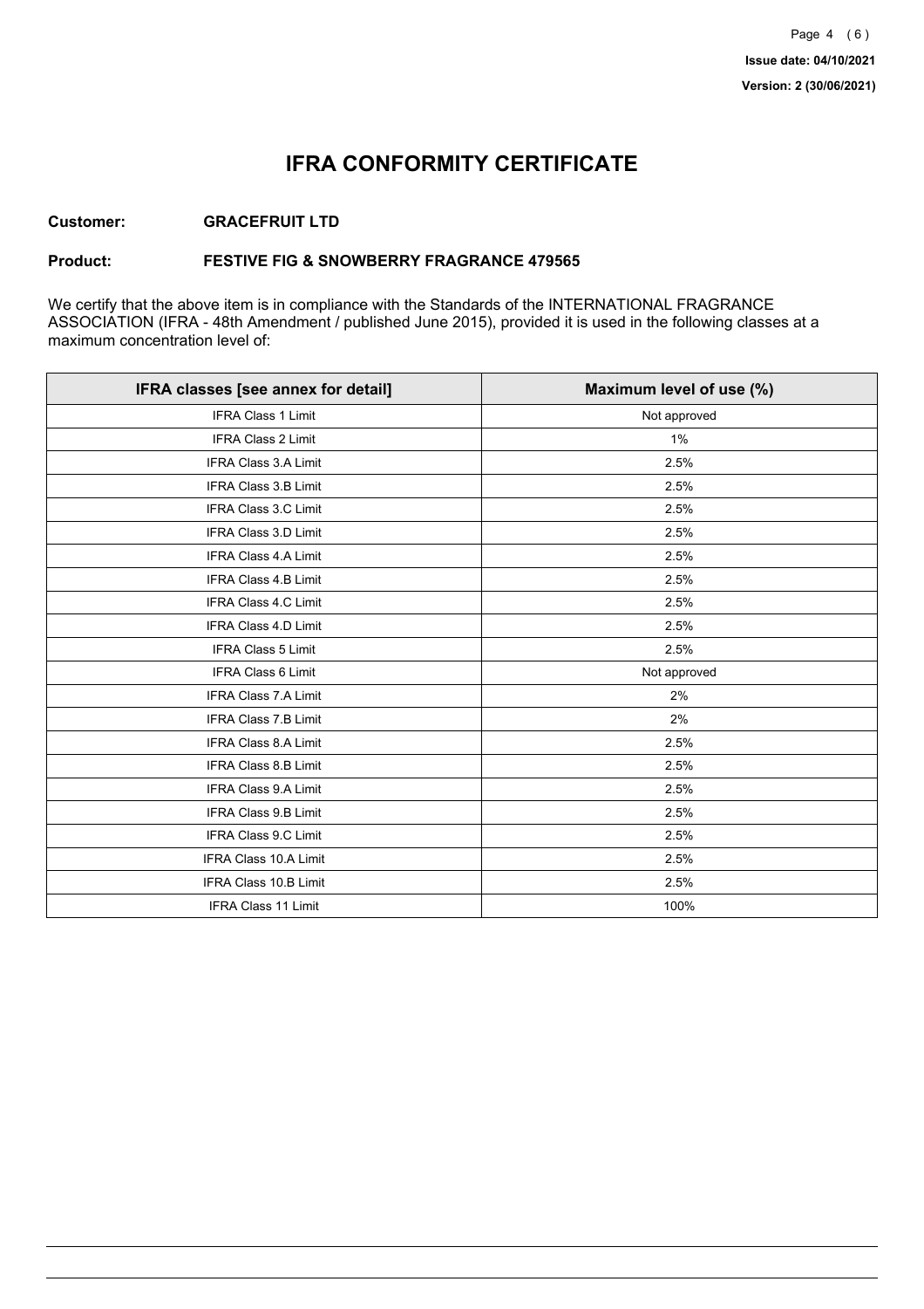**Issue date: 04/10/2021**

**Version: 2 (30/06/2021)**

# IFRA CONFORMITY CERTIFICATE

**Customer:** **GRACEFRUIT LTD**

**Product:** **FESTIVE FIG & SNOWBERRY FRAGRANCE 479565**

We certify that the above item is in compliance with the Standards of the INTERNATIONAL FRAGRANCE ASSOCIATION (IFRA - 48th Amendment / published June 2015), provided it is used in the following classes at a maximum concentration level of:

| IFRA classes [see annex for detail] | Maximum level of use (%) |
| --- | --- |
| IFRA Class 1 Limit | Not approved |
| IFRA Class 2 Limit | 1% |
| IFRA Class 3.A Limit | 2.5% |
| IFRA Class 3.B Limit | 2.5% |
| IFRA Class 3.C Limit | 2.5% |
| IFRA Class 3.D Limit | 2.5% |
| IFRA Class 4.A Limit | 2.5% |
| IFRA Class 4.B Limit | 2.5% |
| IFRA Class 4.C Limit | 2.5% |
| IFRA Class 4.D Limit | 2.5% |
| IFRA Class 5 Limit | 2.5% |
| IFRA Class 6 Limit | Not approved |
| IFRA Class 7.A Limit | 2% |
| IFRA Class 7.B Limit | 2% |
| IFRA Class 8.A Limit | 2.5% |
| IFRA Class 8.B Limit | 2.5% |
| IFRA Class 9.A Limit | 2.5% |
| IFRA Class 9.B Limit | 2.5% |
| IFRA Class 9.C Limit | 2.5% |
| IFRA Class 10.A Limit | 2.5% |
| IFRA Class 10.B Limit | 2.5% |
| IFRA Class 11 Limit | 100% |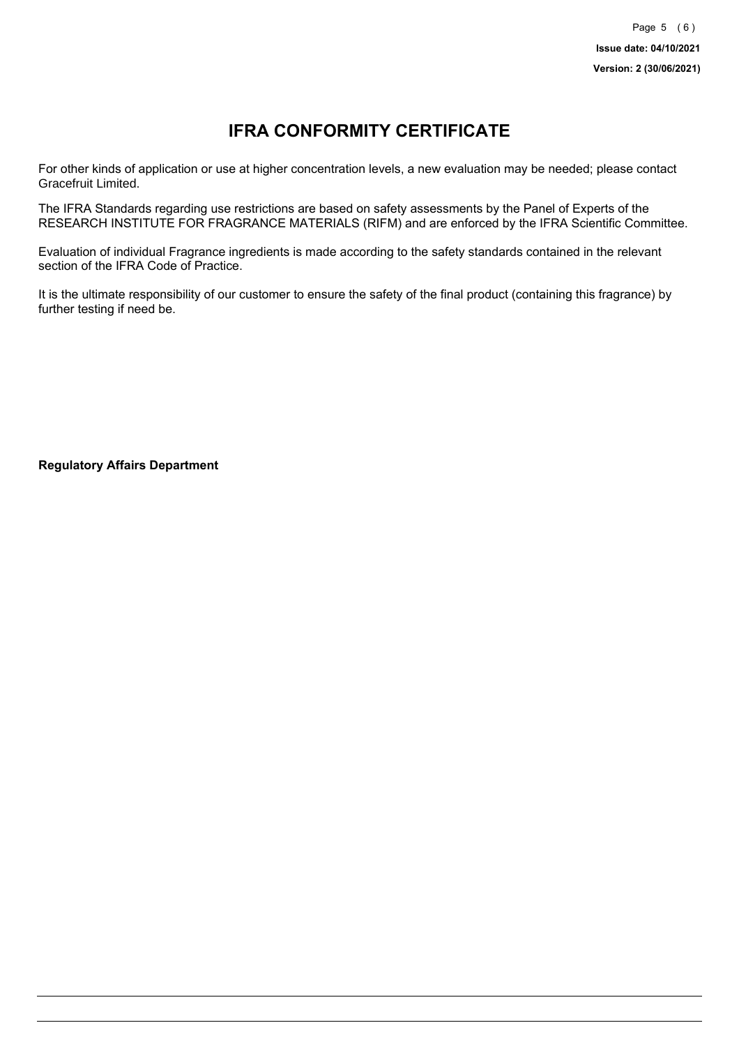# IFRA CONFORMITY CERTIFICATE

For other kinds of application or use at higher concentration levels, a new evaluation may be needed; please contact Gracefruit Limited.

The IFRA Standards regarding use restrictions are based on safety assessments by the Panel of Experts of the RESEARCH INSTITUTE FOR FRAGRANCE MATERIALS (RIFM) and are enforced by the IFRA Scientific Committee.

Evaluation of individual Fragrance ingredients is made according to the safety standards contained in the relevant section of the IFRA Code of Practice.

It is the ultimate responsibility of our customer to ensure the safety of the final product (containing this fragrance) by further testing if need be.

**Regulatory Affairs Department**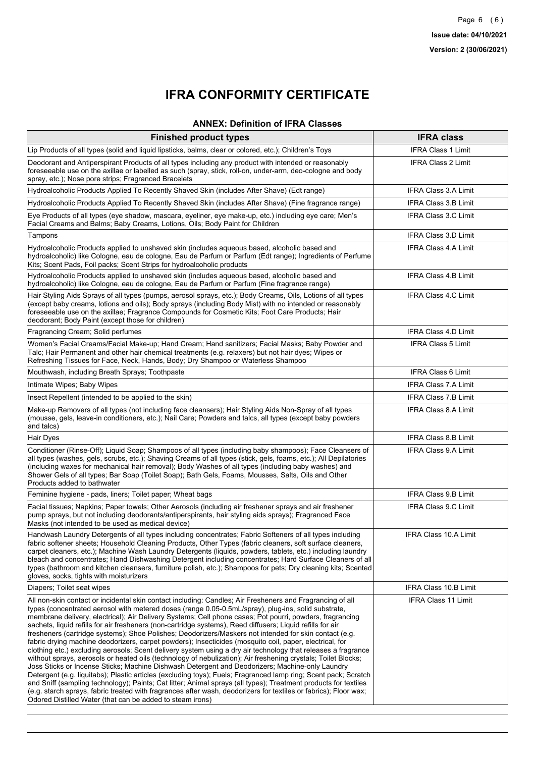Issue date: 04/10/2021

Version: 2 (30/06/2021)

# IFRA CONFORMITY CERTIFICATE

### ANNEX: Definition of IFRA Classes

| Finished product types | IFRA class |
|---|---|
| Lip Products of all types (solid and liquid lipsticks, balms, clear or colored, etc.); Children's Toys | IFRA Class 1 Limit |
| Deodorant and Antiperspirant Products of all types including any product with intended or reasonably foreseeable use on the axillae or labelled as such (spray, stick, roll-on, under-arm, deo-cologne and body spray, etc.); Nose pore strips; Fragranced Bracelets | IFRA Class 2 Limit |
| Hydroalcoholic Products Applied To Recently Shaved Skin (includes After Shave) (Edt range) | IFRA Class 3.A Limit |
| Hydroalcoholic Products Applied To Recently Shaved Skin (includes After Shave) (Fine fragrance range) | IFRA Class 3.B Limit |
| Eye Products of all types (eye shadow, mascara, eyeliner, eye make-up, etc.) including eye care; Men's Facial Creams and Balms; Baby Creams, Lotions, Oils; Body Paint for Children | IFRA Class 3.C Limit |
| Tampons | IFRA Class 3.D Limit |
| Hydroalcoholic Products applied to unshaved skin (includes aqueous based, alcoholic based and hydroalcoholic) like Cologne, eau de cologne, Eau de Parfum or Parfum (Edt range); Ingredients of Perfume Kits; Scent Pads, Foil packs; Scent Strips for hydroalcoholic products | IFRA Class 4.A Limit |
| Hydroalcoholic Products applied to unshaved skin (includes aqueous based, alcoholic based and hydroalcoholic) like Cologne, eau de cologne, Eau de Parfum or Parfum (Fine fragrance range) | IFRA Class 4.B Limit |
| Hair Styling Aids Sprays of all types (pumps, aerosol sprays, etc.); Body Creams, Oils, Lotions of all types (except baby creams, lotions and oils); Body sprays (including Body Mist) with no intended or reasonably foreseeable use on the axillae; Fragrance Compounds for Cosmetic Kits; Foot Care Products; Hair deodorant; Body Paint (except those for children) | IFRA Class 4.C Limit |
| Fragrancing Cream; Solid perfumes | IFRA Class 4.D Limit |
| Women's Facial Creams/Facial Make-up; Hand Cream; Hand sanitizers; Facial Masks; Baby Powder and Talc; Hair Permanent and other hair chemical treatments (e.g. relaxers) but not hair dyes; Wipes or Refreshing Tissues for Face, Neck, Hands, Body; Dry Shampoo or Waterless Shampoo | IFRA Class 5 Limit |
| Mouthwash, including Breath Sprays; Toothpaste | IFRA Class 6 Limit |
| Intimate Wipes; Baby Wipes | IFRA Class 7.A Limit |
| Insect Repellent (intended to be applied to the skin) | IFRA Class 7.B Limit |
| Make-up Removers of all types (not including face cleansers); Hair Styling Aids Non-Spray of all types (mousse, gels, leave-in conditioners, etc.); Nail Care; Powders and talcs, all types (except baby powders and talcs) | IFRA Class 8.A Limit |
| Hair Dyes | IFRA Class 8.B Limit |
| Conditioner (Rinse-Off); Liquid Soap; Shampoos of all types (including baby shampoos); Face Cleansers of all types (washes, gels, scrubs, etc.); Shaving Creams of all types (stick, gels, foams, etc.); All Depilatories (including waxes for mechanical hair removal); Body Washes of all types (including baby washes) and Shower Gels of all types; Bar Soap (Toilet Soap); Bath Gels, Foams, Mousses, Salts, Oils and Other Products added to bathwater | IFRA Class 9.A Limit |
| Feminine hygiene - pads, liners; Toilet paper; Wheat bags | IFRA Class 9.B Limit |
| Facial tissues; Napkins; Paper towels; Other Aerosols (including air freshener sprays and air freshener pump sprays, but not including deodorants/antiperspirants, hair styling aids sprays); Fragranced Face Masks (not intended to be used as medical device) | IFRA Class 9.C Limit |
| Handwash Laundry Detergents of all types including concentrates; Fabric Softeners of all types including fabric softener sheets; Household Cleaning Products, Other Types (fabric cleaners, soft surface cleaners, carpet cleaners, etc.); Machine Wash Laundry Detergents (liquids, powders, tablets, etc.) including laundry bleach and concentrates; Hand Dishwashing Detergent including concentrates; Hard Surface Cleaners of all types (bathroom and kitchen cleansers, furniture polish, etc.); Shampoos for pets; Dry cleaning kits; Scented gloves, socks, tights with moisturizers | IFRA Class 10.A Limit |
| Diapers; Toilet seat wipes | IFRA Class 10.B Limit |
| All non-skin contact or incidental skin contact including: Candles; Air Fresheners and Fragrancing of all types (concentrated aerosol with metered doses (range 0.05-0.5mL/spray), plug-ins, solid substrate, membrane delivery, electrical); Air Delivery Systems; Cell phone cases; Pot pourri, powders, fragrancing sachets, liquid refills for air fresheners (non-cartridge systems), Reed diffusers; Liquid refills for air fresheners (cartridge systems); Shoe Polishes; Deodorizers/Maskers not intended for skin contact (e.g. fabric drying machine deodorizers, carpet powders); Insecticides (mosquito coil, paper, electrical, for clothing etc.) excluding aerosols; Scent delivery system using a dry air technology that releases a fragrance without sprays, aerosols or heated oils (technology of nebulization); Air freshening crystals; Toilet Blocks; Joss Sticks or Incense Sticks; Machine Dishwash Detergent and Deodorizers; Machine-only Laundry Detergent (e.g. liquitabs); Plastic articles (excluding toys); Fuels; Fragranced lamp ring; Scent pack; Scratch and Sniff (sampling technology); Paints; Cat litter; Animal sprays (all types); Treatment products for textiles (e.g. starch sprays, fabric treated with fragrances after wash, deodorizers for textiles or fabrics); Floor wax; Odored Distilled Water (that can be added to steam irons) | IFRA Class 11 Limit |